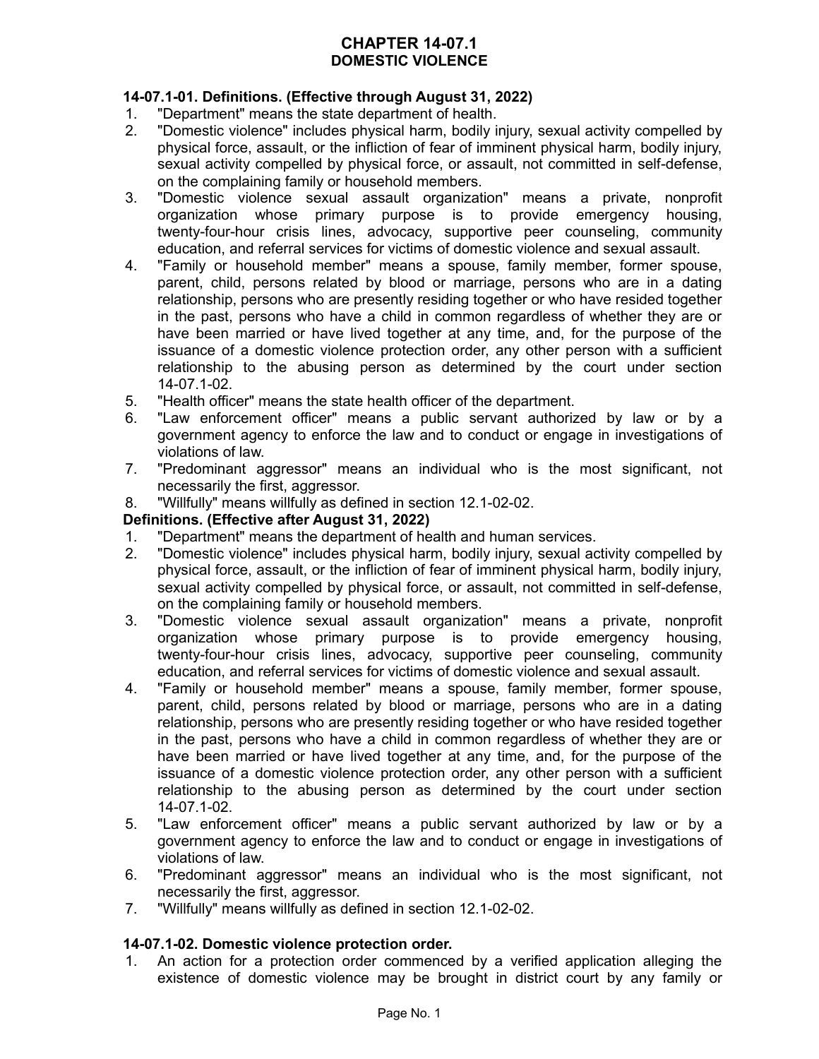# CHAPTER 14-07.1
# DOMESTIC VIOLENCE

**14-07.1-01. Definitions. (Effective through August 31, 2022)**

1. "Department" means the state department of health.
2. "Domestic violence" includes physical harm, bodily injury, sexual activity compelled by physical force, assault, or the infliction of fear of imminent physical harm, bodily injury, sexual activity compelled by physical force, or assault, not committed in self-defense, on the complaining family or household members.
3. "Domestic violence sexual assault organization" means a private, nonprofit organization whose primary purpose is to provide emergency housing, twenty-four-hour crisis lines, advocacy, supportive peer counseling, community education, and referral services for victims of domestic violence and sexual assault.
4. "Family or household member" means a spouse, family member, former spouse, parent, child, persons related by blood or marriage, persons who are in a dating relationship, persons who are presently residing together or who have resided together in the past, persons who have a child in common regardless of whether they are or have been married or have lived together at any time, and, for the purpose of the issuance of a domestic violence protection order, any other person with a sufficient relationship to the abusing person as determined by the court under section 14-07.1-02.
5. "Health officer" means the state health officer of the department.
6. "Law enforcement officer" means a public servant authorized by law or by a government agency to enforce the law and to conduct or engage in investigations of violations of law.
7. "Predominant aggressor" means an individual who is the most significant, not necessarily the first, aggressor.
8. "Willfully" means willfully as defined in section 12.1-02-02.

**Definitions. (Effective after August 31, 2022)**

1. "Department" means the department of health and human services.
2. "Domestic violence" includes physical harm, bodily injury, sexual activity compelled by physical force, assault, or the infliction of fear of imminent physical harm, bodily injury, sexual activity compelled by physical force, or assault, not committed in self-defense, on the complaining family or household members.
3. "Domestic violence sexual assault organization" means a private, nonprofit organization whose primary purpose is to provide emergency housing, twenty-four-hour crisis lines, advocacy, supportive peer counseling, community education, and referral services for victims of domestic violence and sexual assault.
4. "Family or household member" means a spouse, family member, former spouse, parent, child, persons related by blood or marriage, persons who are in a dating relationship, persons who are presently residing together or who have resided together in the past, persons who have a child in common regardless of whether they are or have been married or have lived together at any time, and, for the purpose of the issuance of a domestic violence protection order, any other person with a sufficient relationship to the abusing person as determined by the court under section 14-07.1-02.
5. "Law enforcement officer" means a public servant authorized by law or by a government agency to enforce the law and to conduct or engage in investigations of violations of law.
6. "Predominant aggressor" means an individual who is the most significant, not necessarily the first, aggressor.
7. "Willfully" means willfully as defined in section 12.1-02-02.

**14-07.1-02. Domestic violence protection order.**

1. An action for a protection order commenced by a verified application alleging the existence of domestic violence may be brought in district court by any family or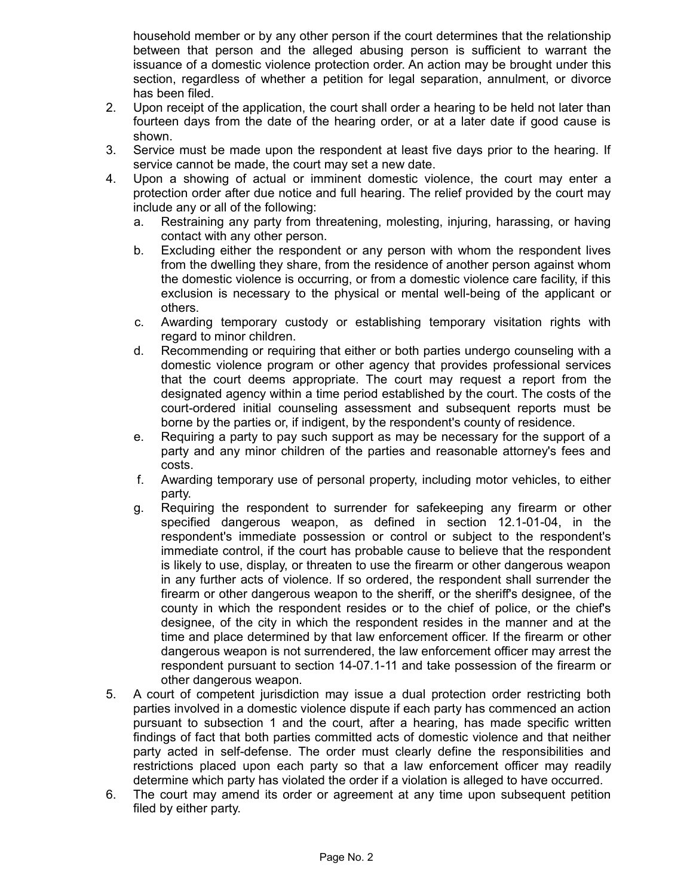household member or by any other person if the court determines that the relationship between that person and the alleged abusing person is sufficient to warrant the issuance of a domestic violence protection order. An action may be brought under this section, regardless of whether a petition for legal separation, annulment, or divorce has been filed.

2. Upon receipt of the application, the court shall order a hearing to be held not later than fourteen days from the date of the hearing order, or at a later date if good cause is shown.
3. Service must be made upon the respondent at least five days prior to the hearing. If service cannot be made, the court may set a new date.
4. Upon a showing of actual or imminent domestic violence, the court may enter a protection order after due notice and full hearing. The relief provided by the court may include any or all of the following:
   a. Restraining any party from threatening, molesting, injuring, harassing, or having contact with any other person.
   b. Excluding either the respondent or any person with whom the respondent lives from the dwelling they share, from the residence of another person against whom the domestic violence is occurring, or from a domestic violence care facility, if this exclusion is necessary to the physical or mental well-being of the applicant or others.
   c. Awarding temporary custody or establishing temporary visitation rights with regard to minor children.
   d. Recommending or requiring that either or both parties undergo counseling with a domestic violence program or other agency that provides professional services that the court deems appropriate. The court may request a report from the designated agency within a time period established by the court. The costs of the court-ordered initial counseling assessment and subsequent reports must be borne by the parties or, if indigent, by the respondent's county of residence.
   e. Requiring a party to pay such support as may be necessary for the support of a party and any minor children of the parties and reasonable attorney's fees and costs.
   f. Awarding temporary use of personal property, including motor vehicles, to either party.
   g. Requiring the respondent to surrender for safekeeping any firearm or other specified dangerous weapon, as defined in section 12.1-01-04, in the respondent's immediate possession or control or subject to the respondent's immediate control, if the court has probable cause to believe that the respondent is likely to use, display, or threaten to use the firearm or other dangerous weapon in any further acts of violence. If so ordered, the respondent shall surrender the firearm or other dangerous weapon to the sheriff, or the sheriff's designee, of the county in which the respondent resides or to the chief of police, or the chief's designee, of the city in which the respondent resides in the manner and at the time and place determined by that law enforcement officer. If the firearm or other dangerous weapon is not surrendered, the law enforcement officer may arrest the respondent pursuant to section 14-07.1-11 and take possession of the firearm or other dangerous weapon.
5. A court of competent jurisdiction may issue a dual protection order restricting both parties involved in a domestic violence dispute if each party has commenced an action pursuant to subsection 1 and the court, after a hearing, has made specific written findings of fact that both parties committed acts of domestic violence and that neither party acted in self-defense. The order must clearly define the responsibilities and restrictions placed upon each party so that a law enforcement officer may readily determine which party has violated the order if a violation is alleged to have occurred.
6. The court may amend its order or agreement at any time upon subsequent petition filed by either party.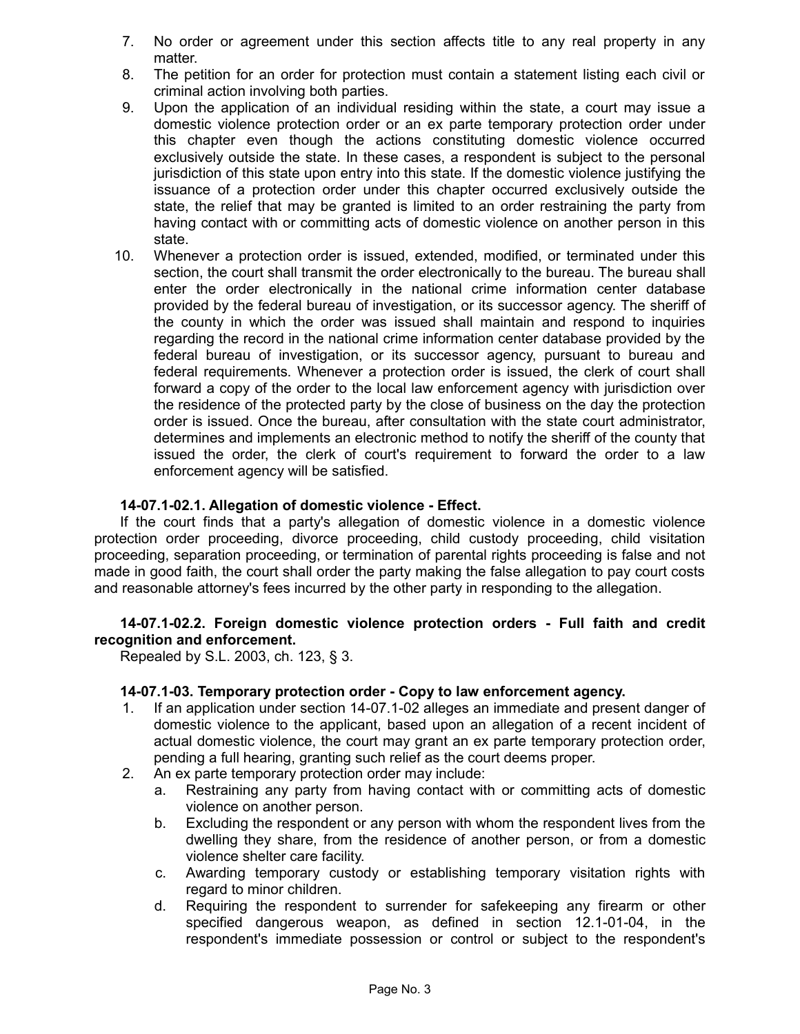7. No order or agreement under this section affects title to any real property in any matter.
8. The petition for an order for protection must contain a statement listing each civil or criminal action involving both parties.
9. Upon the application of an individual residing within the state, a court may issue a domestic violence protection order or an ex parte temporary protection order under this chapter even though the actions constituting domestic violence occurred exclusively outside the state. In these cases, a respondent is subject to the personal jurisdiction of this state upon entry into this state. If the domestic violence justifying the issuance of a protection order under this chapter occurred exclusively outside the state, the relief that may be granted is limited to an order restraining the party from having contact with or committing acts of domestic violence on another person in this state.
10. Whenever a protection order is issued, extended, modified, or terminated under this section, the court shall transmit the order electronically to the bureau. The bureau shall enter the order electronically in the national crime information center database provided by the federal bureau of investigation, or its successor agency. The sheriff of the county in which the order was issued shall maintain and respond to inquiries regarding the record in the national crime information center database provided by the federal bureau of investigation, or its successor agency, pursuant to bureau and federal requirements. Whenever a protection order is issued, the clerk of court shall forward a copy of the order to the local law enforcement agency with jurisdiction over the residence of the protected party by the close of business on the day the protection order is issued. Once the bureau, after consultation with the state court administrator, determines and implements an electronic method to notify the sheriff of the county that issued the order, the clerk of court's requirement to forward the order to a law enforcement agency will be satisfied.

**14-07.1-02.1. Allegation of domestic violence - Effect.**

If the court finds that a party's allegation of domestic violence in a domestic violence protection order proceeding, divorce proceeding, child custody proceeding, child visitation proceeding, separation proceeding, or termination of parental rights proceeding is false and not made in good faith, the court shall order the party making the false allegation to pay court costs and reasonable attorney's fees incurred by the other party in responding to the allegation.

**14-07.1-02.2. Foreign domestic violence protection orders - Full faith and credit recognition and enforcement.**

Repealed by S.L. 2003, ch. 123, § 3.

**14-07.1-03. Temporary protection order - Copy to law enforcement agency.**

1. If an application under section 14-07.1-02 alleges an immediate and present danger of domestic violence to the applicant, based upon an allegation of a recent incident of actual domestic violence, the court may grant an ex parte temporary protection order, pending a full hearing, granting such relief as the court deems proper.
2. An ex parte temporary protection order may include:
   a. Restraining any party from having contact with or committing acts of domestic violence on another person.
   b. Excluding the respondent or any person with whom the respondent lives from the dwelling they share, from the residence of another person, or from a domestic violence shelter care facility.
   c. Awarding temporary custody or establishing temporary visitation rights with regard to minor children.
   d. Requiring the respondent to surrender for safekeeping any firearm or other specified dangerous weapon, as defined in section 12.1-01-04, in the respondent's immediate possession or control or subject to the respondent's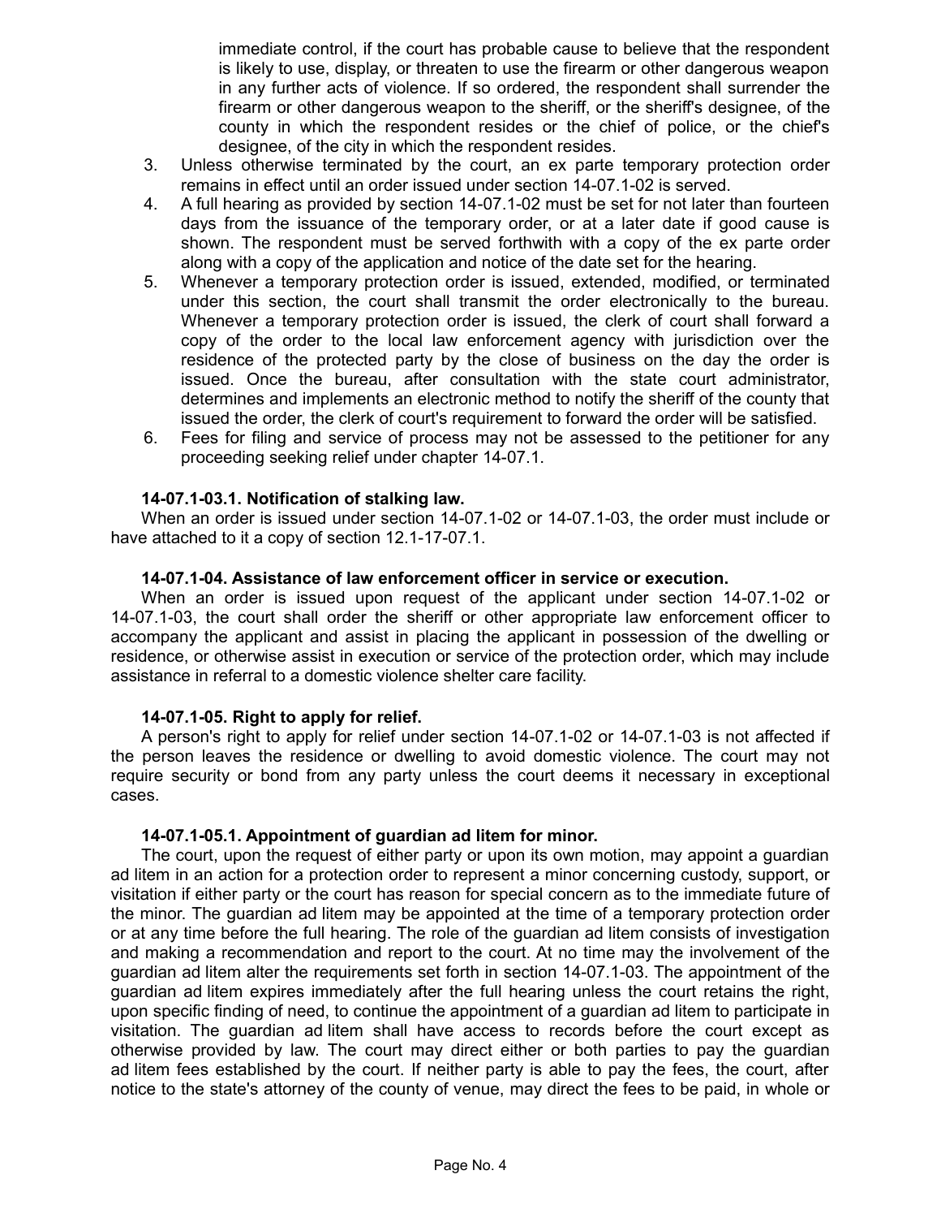immediate control, if the court has probable cause to believe that the respondent is likely to use, display, or threaten to use the firearm or other dangerous weapon in any further acts of violence. If so ordered, the respondent shall surrender the firearm or other dangerous weapon to the sheriff, or the sheriff's designee, of the county in which the respondent resides or the chief of police, or the chief's designee, of the city in which the respondent resides.

3. Unless otherwise terminated by the court, an ex parte temporary protection order remains in effect until an order issued under section 14-07.1-02 is served.
4. A full hearing as provided by section 14-07.1-02 must be set for not later than fourteen days from the issuance of the temporary order, or at a later date if good cause is shown. The respondent must be served forthwith with a copy of the ex parte order along with a copy of the application and notice of the date set for the hearing.
5. Whenever a temporary protection order is issued, extended, modified, or terminated under this section, the court shall transmit the order electronically to the bureau. Whenever a temporary protection order is issued, the clerk of court shall forward a copy of the order to the local law enforcement agency with jurisdiction over the residence of the protected party by the close of business on the day the order is issued. Once the bureau, after consultation with the state court administrator, determines and implements an electronic method to notify the sheriff of the county that issued the order, the clerk of court's requirement to forward the order will be satisfied.
6. Fees for filing and service of process may not be assessed to the petitioner for any proceeding seeking relief under chapter 14-07.1.

**14-07.1-03.1. Notification of stalking law.**

When an order is issued under section 14-07.1-02 or 14-07.1-03, the order must include or have attached to it a copy of section 12.1-17-07.1.

**14-07.1-04. Assistance of law enforcement officer in service or execution.**

When an order is issued upon request of the applicant under section 14-07.1-02 or 14-07.1-03, the court shall order the sheriff or other appropriate law enforcement officer to accompany the applicant and assist in placing the applicant in possession of the dwelling or residence, or otherwise assist in execution or service of the protection order, which may include assistance in referral to a domestic violence shelter care facility.

**14-07.1-05. Right to apply for relief.**

A person's right to apply for relief under section 14-07.1-02 or 14-07.1-03 is not affected if the person leaves the residence or dwelling to avoid domestic violence. The court may not require security or bond from any party unless the court deems it necessary in exceptional cases.

**14-07.1-05.1. Appointment of guardian ad litem for minor.**

The court, upon the request of either party or upon its own motion, may appoint a guardian ad litem in an action for a protection order to represent a minor concerning custody, support, or visitation if either party or the court has reason for special concern as to the immediate future of the minor. The guardian ad litem may be appointed at the time of a temporary protection order or at any time before the full hearing. The role of the guardian ad litem consists of investigation and making a recommendation and report to the court. At no time may the involvement of the guardian ad litem alter the requirements set forth in section 14-07.1-03. The appointment of the guardian ad litem expires immediately after the full hearing unless the court retains the right, upon specific finding of need, to continue the appointment of a guardian ad litem to participate in visitation. The guardian ad litem shall have access to records before the court except as otherwise provided by law. The court may direct either or both parties to pay the guardian ad litem fees established by the court. If neither party is able to pay the fees, the court, after notice to the state's attorney of the county of venue, may direct the fees to be paid, in whole or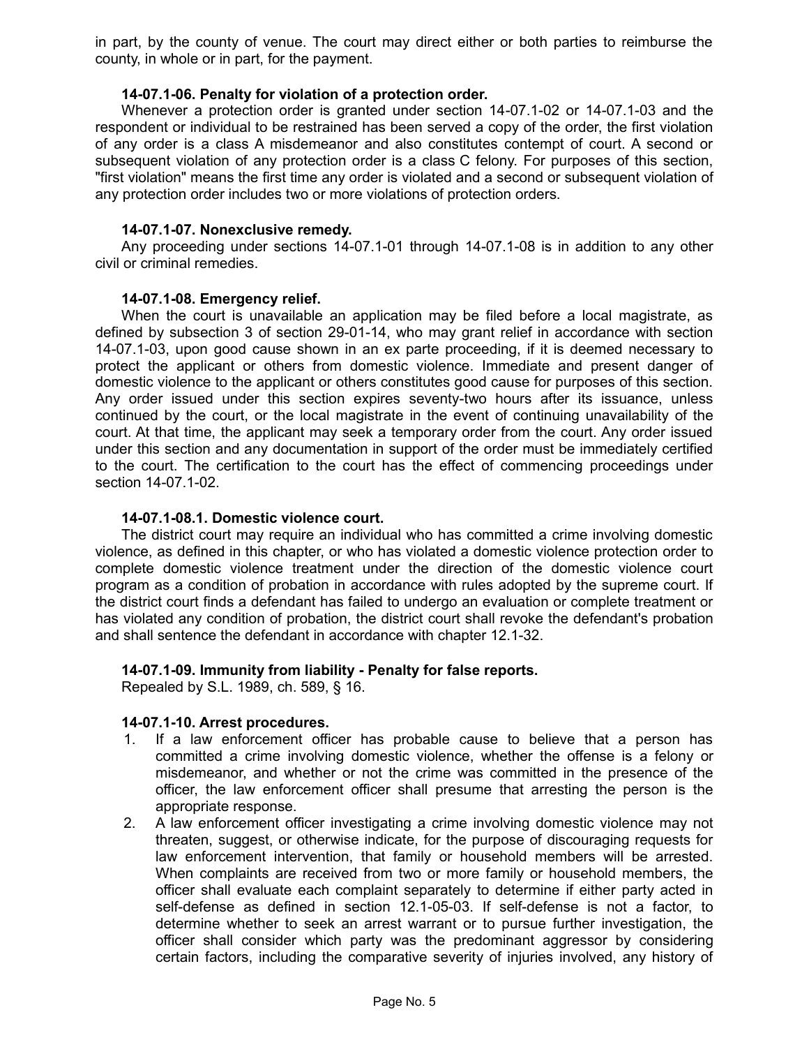in part, by the county of venue. The court may direct either or both parties to reimburse the county, in whole or in part, for the payment.

**14-07.1-06. Penalty for violation of a protection order.**

Whenever a protection order is granted under section 14-07.1-02 or 14-07.1-03 and the respondent or individual to be restrained has been served a copy of the order, the first violation of any order is a class A misdemeanor and also constitutes contempt of court. A second or subsequent violation of any protection order is a class C felony. For purposes of this section, "first violation" means the first time any order is violated and a second or subsequent violation of any protection order includes two or more violations of protection orders.

**14-07.1-07. Nonexclusive remedy.**

Any proceeding under sections 14-07.1-01 through 14-07.1-08 is in addition to any other civil or criminal remedies.

**14-07.1-08. Emergency relief.**

When the court is unavailable an application may be filed before a local magistrate, as defined by subsection 3 of section 29-01-14, who may grant relief in accordance with section 14-07.1-03, upon good cause shown in an ex parte proceeding, if it is deemed necessary to protect the applicant or others from domestic violence. Immediate and present danger of domestic violence to the applicant or others constitutes good cause for purposes of this section. Any order issued under this section expires seventy-two hours after its issuance, unless continued by the court, or the local magistrate in the event of continuing unavailability of the court. At that time, the applicant may seek a temporary order from the court. Any order issued under this section and any documentation in support of the order must be immediately certified to the court. The certification to the court has the effect of commencing proceedings under section 14-07.1-02.

**14-07.1-08.1. Domestic violence court.**

The district court may require an individual who has committed a crime involving domestic violence, as defined in this chapter, or who has violated a domestic violence protection order to complete domestic violence treatment under the direction of the domestic violence court program as a condition of probation in accordance with rules adopted by the supreme court. If the district court finds a defendant has failed to undergo an evaluation or complete treatment or has violated any condition of probation, the district court shall revoke the defendant's probation and shall sentence the defendant in accordance with chapter 12.1-32.

**14-07.1-09. Immunity from liability - Penalty for false reports.**

Repealed by S.L. 1989, ch. 589, § 16.

**14-07.1-10. Arrest procedures.**

1. If a law enforcement officer has probable cause to believe that a person has committed a crime involving domestic violence, whether the offense is a felony or misdemeanor, and whether or not the crime was committed in the presence of the officer, the law enforcement officer shall presume that arresting the person is the appropriate response.
2. A law enforcement officer investigating a crime involving domestic violence may not threaten, suggest, or otherwise indicate, for the purpose of discouraging requests for law enforcement intervention, that family or household members will be arrested. When complaints are received from two or more family or household members, the officer shall evaluate each complaint separately to determine if either party acted in self-defense as defined in section 12.1-05-03. If self-defense is not a factor, to determine whether to seek an arrest warrant or to pursue further investigation, the officer shall consider which party was the predominant aggressor by considering certain factors, including the comparative severity of injuries involved, any history of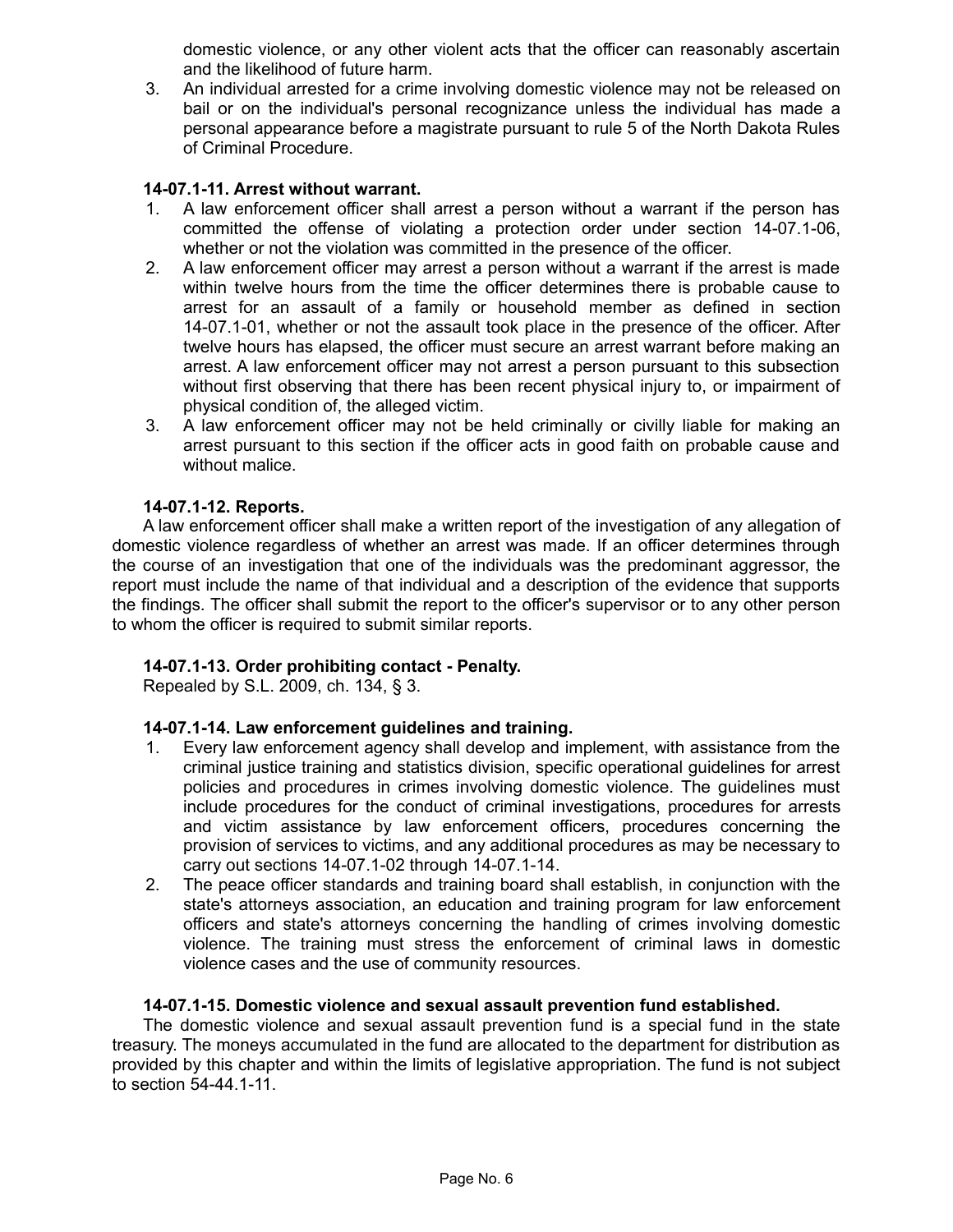domestic violence, or any other violent acts that the officer can reasonably ascertain and the likelihood of future harm.

3. An individual arrested for a crime involving domestic violence may not be released on bail or on the individual's personal recognizance unless the individual has made a personal appearance before a magistrate pursuant to rule 5 of the North Dakota Rules of Criminal Procedure.

**14-07.1-11. Arrest without warrant.**

1. A law enforcement officer shall arrest a person without a warrant if the person has committed the offense of violating a protection order under section 14-07.1-06, whether or not the violation was committed in the presence of the officer.
2. A law enforcement officer may arrest a person without a warrant if the arrest is made within twelve hours from the time the officer determines there is probable cause to arrest for an assault of a family or household member as defined in section 14-07.1-01, whether or not the assault took place in the presence of the officer. After twelve hours has elapsed, the officer must secure an arrest warrant before making an arrest. A law enforcement officer may not arrest a person pursuant to this subsection without first observing that there has been recent physical injury to, or impairment of physical condition of, the alleged victim.
3. A law enforcement officer may not be held criminally or civilly liable for making an arrest pursuant to this section if the officer acts in good faith on probable cause and without malice.

**14-07.1-12. Reports.**

A law enforcement officer shall make a written report of the investigation of any allegation of domestic violence regardless of whether an arrest was made. If an officer determines through the course of an investigation that one of the individuals was the predominant aggressor, the report must include the name of that individual and a description of the evidence that supports the findings. The officer shall submit the report to the officer's supervisor or to any other person to whom the officer is required to submit similar reports.

**14-07.1-13. Order prohibiting contact - Penalty.**

Repealed by S.L. 2009, ch. 134, § 3.

**14-07.1-14. Law enforcement guidelines and training.**

1. Every law enforcement agency shall develop and implement, with assistance from the criminal justice training and statistics division, specific operational guidelines for arrest policies and procedures in crimes involving domestic violence. The guidelines must include procedures for the conduct of criminal investigations, procedures for arrests and victim assistance by law enforcement officers, procedures concerning the provision of services to victims, and any additional procedures as may be necessary to carry out sections 14-07.1-02 through 14-07.1-14.
2. The peace officer standards and training board shall establish, in conjunction with the state's attorneys association, an education and training program for law enforcement officers and state's attorneys concerning the handling of crimes involving domestic violence. The training must stress the enforcement of criminal laws in domestic violence cases and the use of community resources.

**14-07.1-15. Domestic violence and sexual assault prevention fund established.**

The domestic violence and sexual assault prevention fund is a special fund in the state treasury. The moneys accumulated in the fund are allocated to the department for distribution as provided by this chapter and within the limits of legislative appropriation. The fund is not subject to section 54-44.1-11.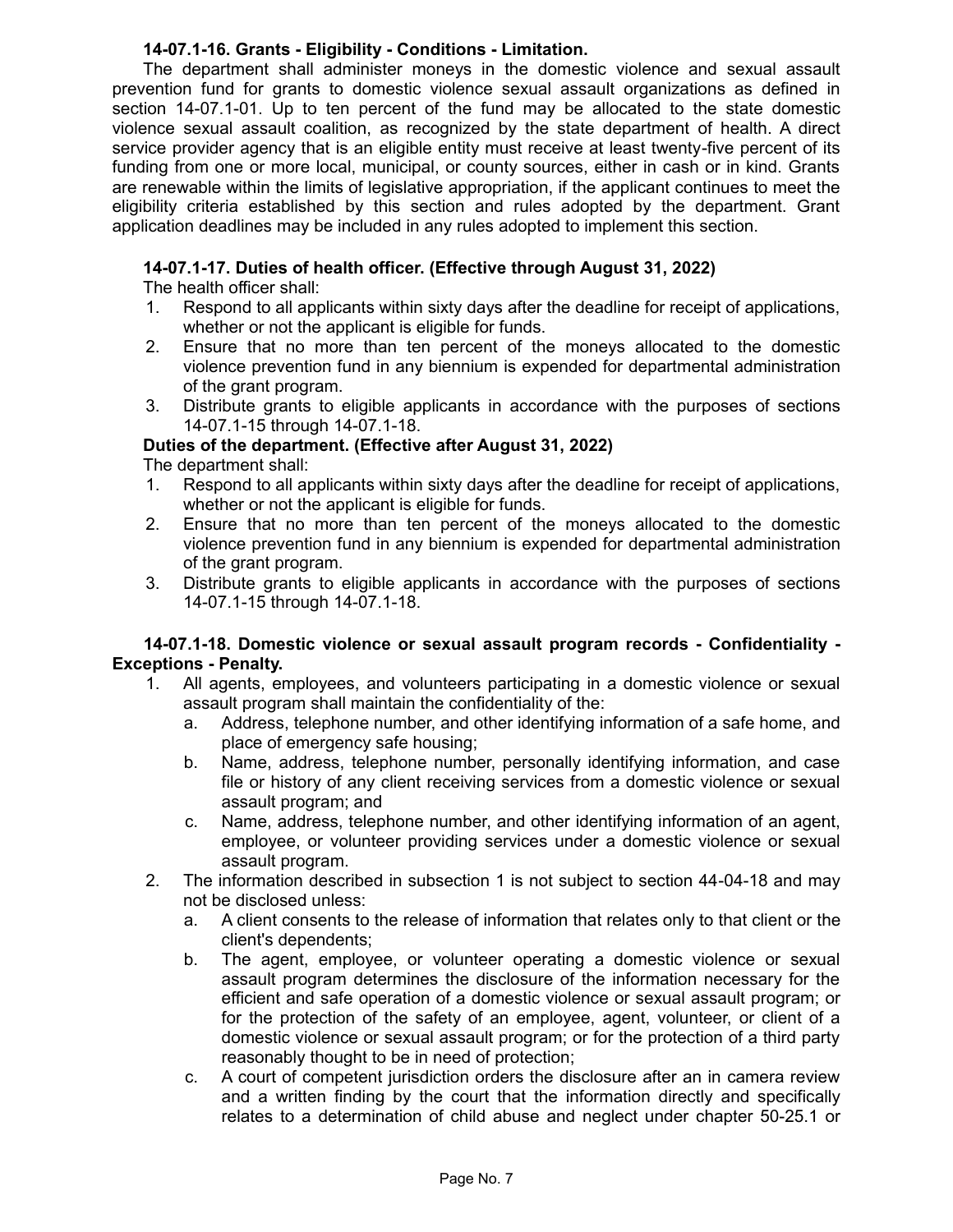**14-07.1-16. Grants - Eligibility - Conditions - Limitation.**

The department shall administer moneys in the domestic violence and sexual assault prevention fund for grants to domestic violence sexual assault organizations as defined in section 14-07.1-01. Up to ten percent of the fund may be allocated to the state domestic violence sexual assault coalition, as recognized by the state department of health. A direct service provider agency that is an eligible entity must receive at least twenty-five percent of its funding from one or more local, municipal, or county sources, either in cash or in kind. Grants are renewable within the limits of legislative appropriation, if the applicant continues to meet the eligibility criteria established by this section and rules adopted by the department. Grant application deadlines may be included in any rules adopted to implement this section.

**14-07.1-17. Duties of health officer. (Effective through August 31, 2022)**

The health officer shall:

1. Respond to all applicants within sixty days after the deadline for receipt of applications, whether or not the applicant is eligible for funds.
2. Ensure that no more than ten percent of the moneys allocated to the domestic violence prevention fund in any biennium is expended for departmental administration of the grant program.
3. Distribute grants to eligible applicants in accordance with the purposes of sections 14-07.1-15 through 14-07.1-18.

**Duties of the department. (Effective after August 31, 2022)**

The department shall:

1. Respond to all applicants within sixty days after the deadline for receipt of applications, whether or not the applicant is eligible for funds.
2. Ensure that no more than ten percent of the moneys allocated to the domestic violence prevention fund in any biennium is expended for departmental administration of the grant program.
3. Distribute grants to eligible applicants in accordance with the purposes of sections 14-07.1-15 through 14-07.1-18.

**14-07.1-18. Domestic violence or sexual assault program records - Confidentiality - Exceptions - Penalty.**

1. All agents, employees, and volunteers participating in a domestic violence or sexual assault program shall maintain the confidentiality of the:
   a. Address, telephone number, and other identifying information of a safe home, and place of emergency safe housing;
   b. Name, address, telephone number, personally identifying information, and case file or history of any client receiving services from a domestic violence or sexual assault program; and
   c. Name, address, telephone number, and other identifying information of an agent, employee, or volunteer providing services under a domestic violence or sexual assault program.
2. The information described in subsection 1 is not subject to section 44-04-18 and may not be disclosed unless:
   a. A client consents to the release of information that relates only to that client or the client's dependents;
   b. The agent, employee, or volunteer operating a domestic violence or sexual assault program determines the disclosure of the information necessary for the efficient and safe operation of a domestic violence or sexual assault program; or for the protection of the safety of an employee, agent, volunteer, or client of a domestic violence or sexual assault program; or for the protection of a third party reasonably thought to be in need of protection;
   c. A court of competent jurisdiction orders the disclosure after an in camera review and a written finding by the court that the information directly and specifically relates to a determination of child abuse and neglect under chapter 50-25.1 or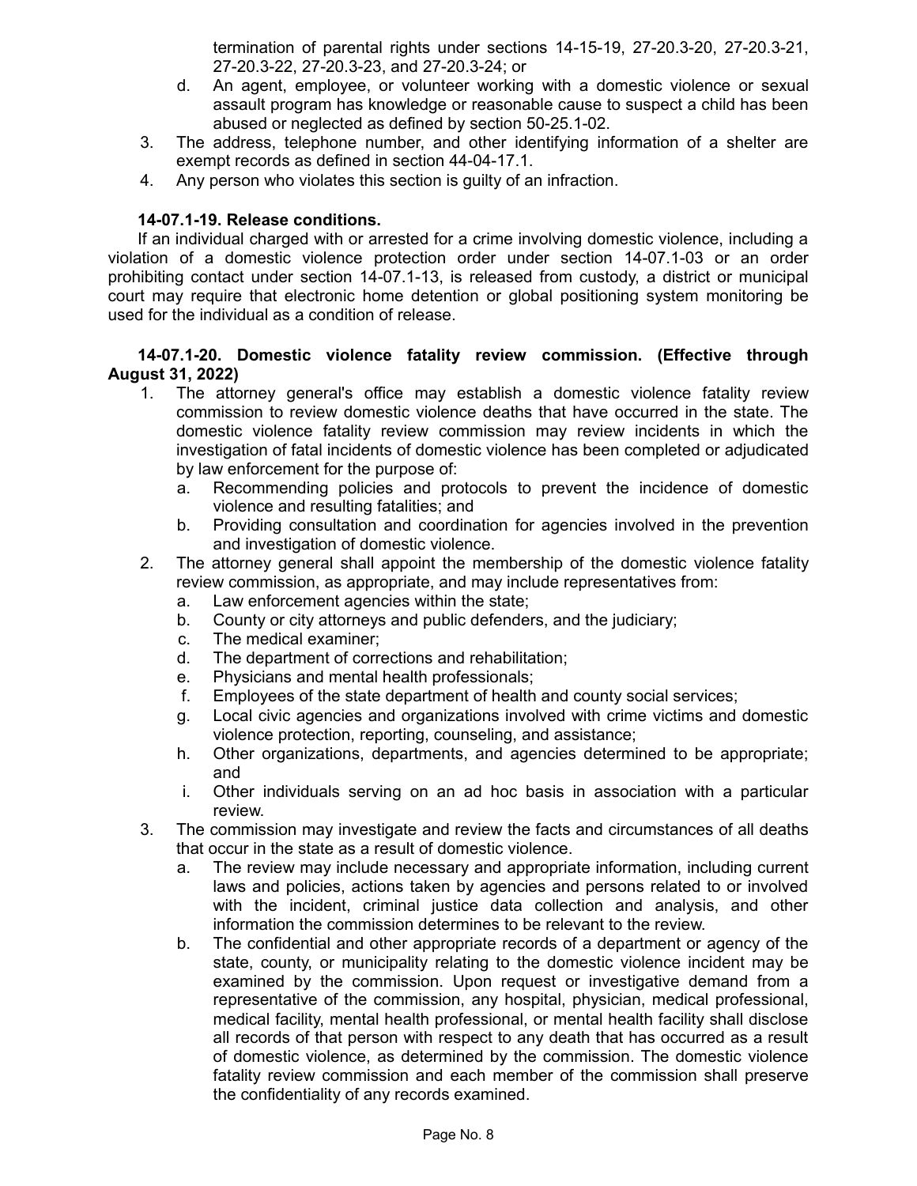termination of parental rights under sections 14-15-19, 27-20.3-20, 27-20.3-21, 27-20.3-22, 27-20.3-23, and 27-20.3-24; or

d. An agent, employee, or volunteer working with a domestic violence or sexual assault program has knowledge or reasonable cause to suspect a child has been abused or neglected as defined by section 50-25.1-02.

3. The address, telephone number, and other identifying information of a shelter are exempt records as defined in section 44-04-17.1.
4. Any person who violates this section is guilty of an infraction.

**14-07.1-19. Release conditions.**

If an individual charged with or arrested for a crime involving domestic violence, including a violation of a domestic violence protection order under section 14-07.1-03 or an order prohibiting contact under section 14-07.1-13, is released from custody, a district or municipal court may require that electronic home detention or global positioning system monitoring be used for the individual as a condition of release.

**14-07.1-20. Domestic violence fatality review commission. (Effective through August 31, 2022)**

1. The attorney general's office may establish a domestic violence fatality review commission to review domestic violence deaths that have occurred in the state. The domestic violence fatality review commission may review incidents in which the investigation of fatal incidents of domestic violence has been completed or adjudicated by law enforcement for the purpose of:
   a. Recommending policies and protocols to prevent the incidence of domestic violence and resulting fatalities; and
   b. Providing consultation and coordination for agencies involved in the prevention and investigation of domestic violence.
2. The attorney general shall appoint the membership of the domestic violence fatality review commission, as appropriate, and may include representatives from:
   a. Law enforcement agencies within the state;
   b. County or city attorneys and public defenders, and the judiciary;
   c. The medical examiner;
   d. The department of corrections and rehabilitation;
   e. Physicians and mental health professionals;
   f. Employees of the state department of health and county social services;
   g. Local civic agencies and organizations involved with crime victims and domestic violence protection, reporting, counseling, and assistance;
   h. Other organizations, departments, and agencies determined to be appropriate; and
   i. Other individuals serving on an ad hoc basis in association with a particular review.
3. The commission may investigate and review the facts and circumstances of all deaths that occur in the state as a result of domestic violence.
   a. The review may include necessary and appropriate information, including current laws and policies, actions taken by agencies and persons related to or involved with the incident, criminal justice data collection and analysis, and other information the commission determines to be relevant to the review.
   b. The confidential and other appropriate records of a department or agency of the state, county, or municipality relating to the domestic violence incident may be examined by the commission. Upon request or investigative demand from a representative of the commission, any hospital, physician, medical professional, medical facility, mental health professional, or mental health facility shall disclose all records of that person with respect to any death that has occurred as a result of domestic violence, as determined by the commission. The domestic violence fatality review commission and each member of the commission shall preserve the confidentiality of any records examined.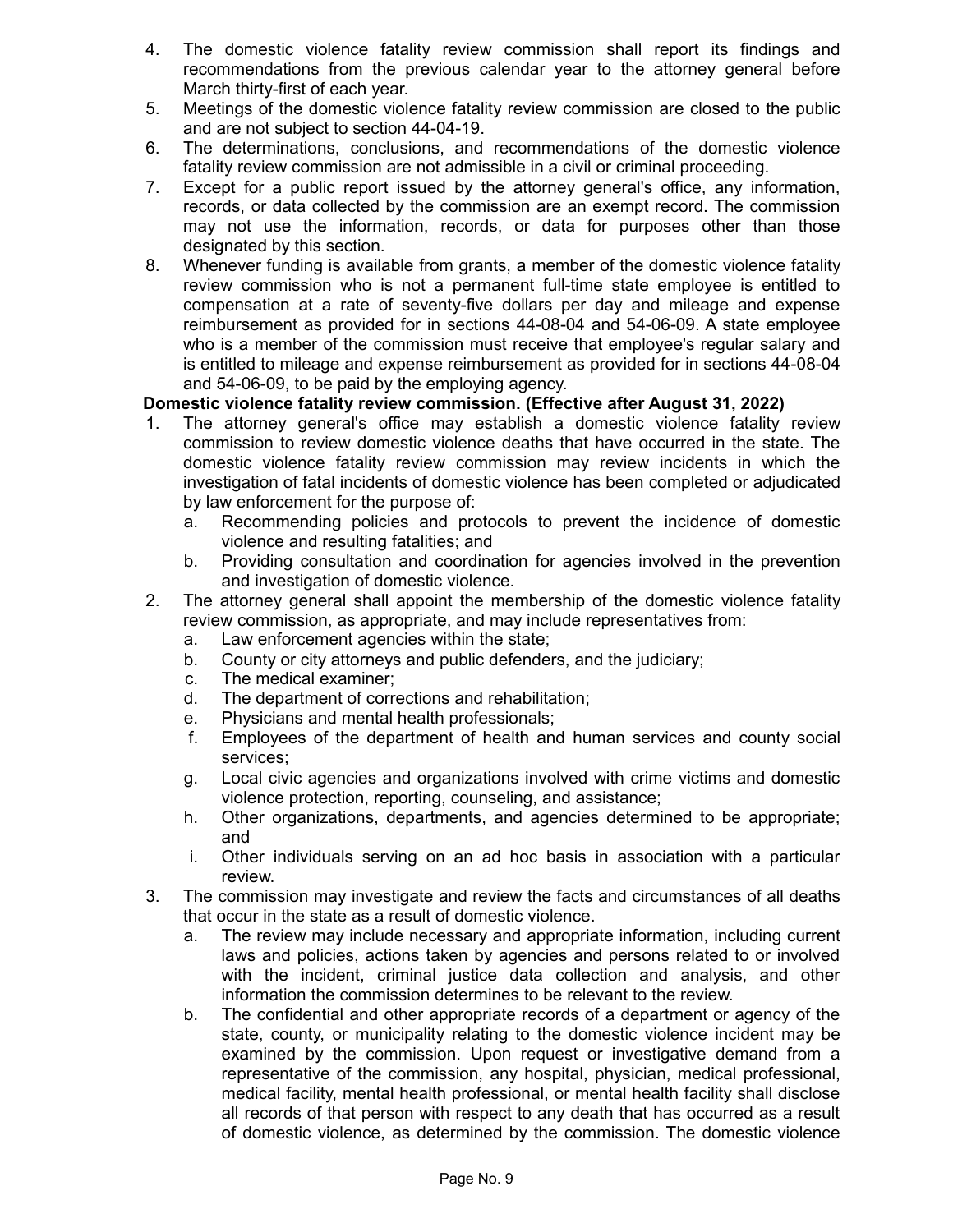4. The domestic violence fatality review commission shall report its findings and recommendations from the previous calendar year to the attorney general before March thirty-first of each year.
5. Meetings of the domestic violence fatality review commission are closed to the public and are not subject to section 44-04-19.
6. The determinations, conclusions, and recommendations of the domestic violence fatality review commission are not admissible in a civil or criminal proceeding.
7. Except for a public report issued by the attorney general's office, any information, records, or data collected by the commission are an exempt record. The commission may not use the information, records, or data for purposes other than those designated by this section.
8. Whenever funding is available from grants, a member of the domestic violence fatality review commission who is not a permanent full-time state employee is entitled to compensation at a rate of seventy-five dollars per day and mileage and expense reimbursement as provided for in sections 44-08-04 and 54-06-09. A state employee who is a member of the commission must receive that employee's regular salary and is entitled to mileage and expense reimbursement as provided for in sections 44-08-04 and 54-06-09, to be paid by the employing agency.

**Domestic violence fatality review commission. (Effective after August 31, 2022)**

1. The attorney general's office may establish a domestic violence fatality review commission to review domestic violence deaths that have occurred in the state. The domestic violence fatality review commission may review incidents in which the investigation of fatal incidents of domestic violence has been completed or adjudicated by law enforcement for the purpose of:
   a. Recommending policies and protocols to prevent the incidence of domestic violence and resulting fatalities; and
   b. Providing consultation and coordination for agencies involved in the prevention and investigation of domestic violence.
2. The attorney general shall appoint the membership of the domestic violence fatality review commission, as appropriate, and may include representatives from:
   a. Law enforcement agencies within the state;
   b. County or city attorneys and public defenders, and the judiciary;
   c. The medical examiner;
   d. The department of corrections and rehabilitation;
   e. Physicians and mental health professionals;
   f. Employees of the department of health and human services and county social services;
   g. Local civic agencies and organizations involved with crime victims and domestic violence protection, reporting, counseling, and assistance;
   h. Other organizations, departments, and agencies determined to be appropriate; and
   i. Other individuals serving on an ad hoc basis in association with a particular review.
3. The commission may investigate and review the facts and circumstances of all deaths that occur in the state as a result of domestic violence.
   a. The review may include necessary and appropriate information, including current laws and policies, actions taken by agencies and persons related to or involved with the incident, criminal justice data collection and analysis, and other information the commission determines to be relevant to the review.
   b. The confidential and other appropriate records of a department or agency of the state, county, or municipality relating to the domestic violence incident may be examined by the commission. Upon request or investigative demand from a representative of the commission, any hospital, physician, medical professional, medical facility, mental health professional, or mental health facility shall disclose all records of that person with respect to any death that has occurred as a result of domestic violence, as determined by the commission. The domestic violence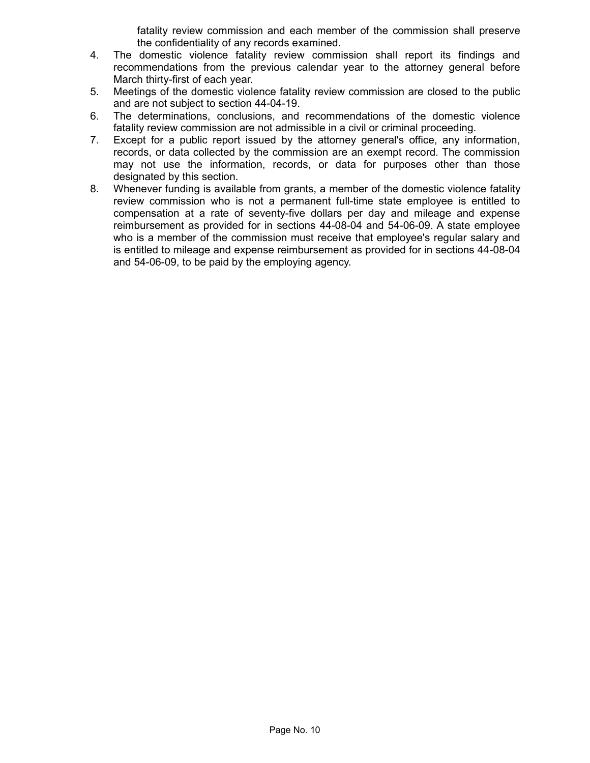fatality review commission and each member of the commission shall preserve the confidentiality of any records examined.

4. The domestic violence fatality review commission shall report its findings and recommendations from the previous calendar year to the attorney general before March thirty-first of each year.
5. Meetings of the domestic violence fatality review commission are closed to the public and are not subject to section 44-04-19.
6. The determinations, conclusions, and recommendations of the domestic violence fatality review commission are not admissible in a civil or criminal proceeding.
7. Except for a public report issued by the attorney general's office, any information, records, or data collected by the commission are an exempt record. The commission may not use the information, records, or data for purposes other than those designated by this section.
8. Whenever funding is available from grants, a member of the domestic violence fatality review commission who is not a permanent full-time state employee is entitled to compensation at a rate of seventy-five dollars per day and mileage and expense reimbursement as provided for in sections 44-08-04 and 54-06-09. A state employee who is a member of the commission must receive that employee's regular salary and is entitled to mileage and expense reimbursement as provided for in sections 44-08-04 and 54-06-09, to be paid by the employing agency.